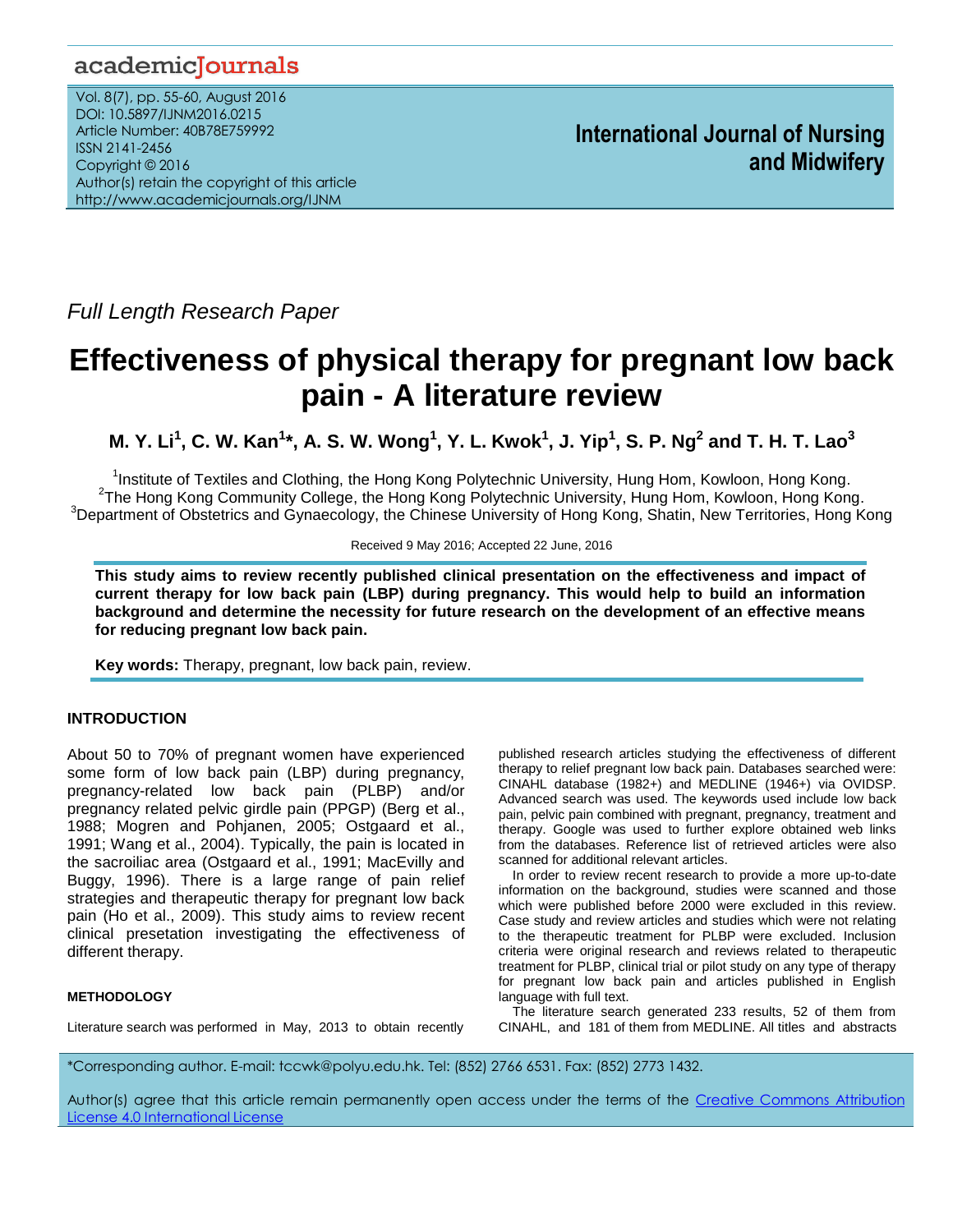academicJournals

Vol. 8(7), pp. 55-60, August 2016
DOI: 10.5897/IJNM2016.0215
Article Number: 40B78E759992
ISSN 2141-2456
Copyright © 2016
Author(s) retain the copyright of this article
http://www.academicjournals.org/IJNM

**International Journal of Nursing and Midwifery**

*Full Length Research Paper*

# Effectiveness of physical therapy for pregnant low back pain - A literature review

**M. Y. Li[1], C. W. Kan[1]\*, A. S. W. Wong[1], Y. L. Kwok[1], J. Yip[1], S. P. Ng[2] and T. H. T. Lao[3]**

[1]Institute of Textiles and Clothing, the Hong Kong Polytechnic University, Hung Hom, Kowloon, Hong Kong.
[2]The Hong Kong Community College, the Hong Kong Polytechnic University, Hung Hom, Kowloon, Hong Kong.
[3]Department of Obstetrics and Gynaecology, the Chinese University of Hong Kong, Shatin, New Territories, Hong Kong

Received 9 May 2016; Accepted 22 June, 2016

**This study aims to review recently published clinical presentation on the effectiveness and impact of current therapy for low back pain (LBP) during pregnancy. This would help to build an information background and determine the necessity for future research on the development of an effective means for reducing pregnant low back pain.**

**Key words:** Therapy, pregnant, low back pain, review.

## INTRODUCTION

About 50 to 70% of pregnant women have experienced some form of low back pain (LBP) during pregnancy, pregnancy-related low back pain (PLBP) and/or pregnancy related pelvic girdle pain (PPGP) (Berg et al., 1988; Mogren and Pohjanen, 2005; Ostgaard et al., 1991; Wang et al., 2004). Typically, the pain is located in the sacroiliac area (Ostgaard et al., 1991; MacEvilly and Buggy, 1996). There is a large range of pain relief strategies and therapeutic therapy for pregnant low back pain (Ho et al., 2009). This study aims to review recent clinical presetation investigating the effectiveness of different therapy.

### METHODOLOGY

Literature search was performed in May, 2013 to obtain recently published research articles studying the effectiveness of different therapy to relief pregnant low back pain. Databases searched were: CINAHL database (1982+) and MEDLINE (1946+) via OVIDSP. Advanced search was used. The keywords used include low back pain, pelvic pain combined with pregnant, pregnancy, treatment and therapy. Google was used to further explore obtained web links from the databases. Reference list of retrieved articles were also scanned for additional relevant articles.

In order to review recent research to provide a more up-to-date information on the background, studies were scanned and those which were published before 2000 were excluded in this review. Case study and review articles and studies which were not relating to the therapeutic treatment for PLBP were excluded. Inclusion criteria were original research and reviews related to therapeutic treatment for PLBP, clinical trial or pilot study on any type of therapy for pregnant low back pain and articles published in English language with full text.

The literature search generated 233 results, 52 of them from CINAHL, and 181 of them from MEDLINE. All titles and abstracts

\*Corresponding author. E-mail: tccwk@polyu.edu.hk. Tel: (852) 2766 6531. Fax: (852) 2773 1432.

Author(s) agree that this article remain permanently open access under the terms of the Creative Commons Attribution License 4.0 International License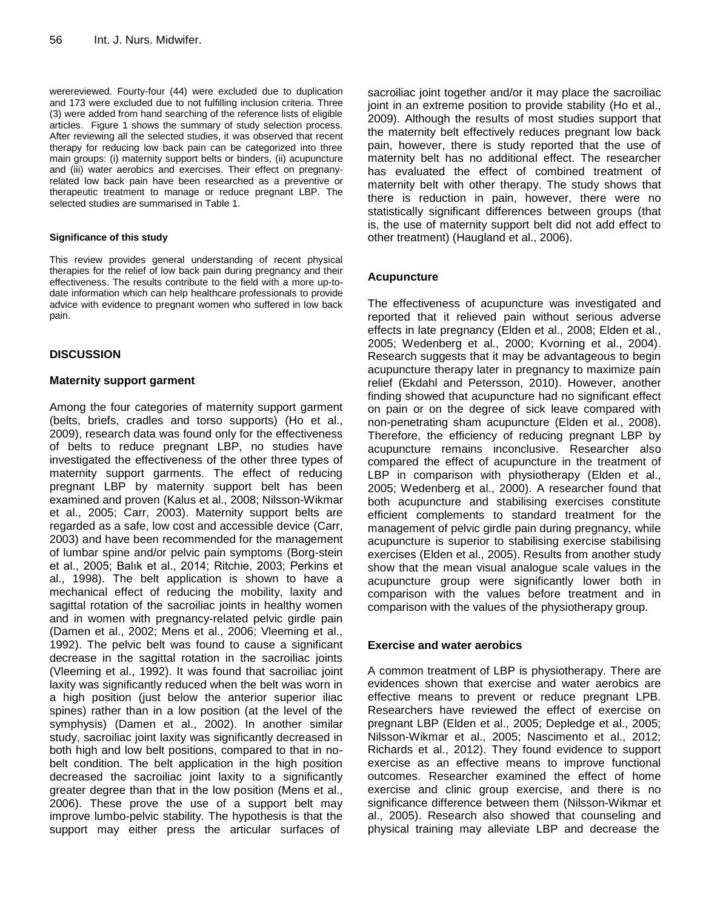werereviewed. Fourty-four (44) were excluded due to duplication and 173 were excluded due to not fulfilling inclusion criteria. Three (3) were added from hand searching of the reference lists of eligible articles. Figure 1 shows the summary of study selection process. After reviewing all the selected studies, it was observed that recent therapy for reducing low back pain can be categorized into three main groups: (i) maternity support belts or binders, (ii) acupuncture and (iii) water aerobics and exercises. Their effect on pregnany-related low back pain have been researched as a preventive or therapeutic treatment to manage or reduce pregnant LBP. The selected studies are summarised in Table 1.

#### Significance of this study

This review provides general understanding of recent physical therapies for the relief of low back pain during pregnancy and their effectiveness. The results contribute to the field with a more up-to-date information which can help healthcare professionals to provide advice with evidence to pregnant women who suffered in low back pain.

## DISCUSSION

### Maternity support garment

Among the four categories of maternity support garment (belts, briefs, cradles and torso supports) (Ho et al., 2009), research data was found only for the effectiveness of belts to reduce pregnant LBP, no studies have investigated the effectiveness of the other three types of maternity support garments. The effect of reducing pregnant LBP by maternity support belt has been examined and proven (Kalus et al., 2008; Nilsson-Wikmar et al., 2005; Carr, 2003). Maternity support belts are regarded as a safe, low cost and accessible device (Carr, 2003) and have been recommended for the management of lumbar spine and/or pelvic pain symptoms (Borg-stein et al., 2005; Balık et al., 2014; Ritchie, 2003; Perkins et al., 1998). The belt application is shown to have a mechanical effect of reducing the mobility, laxity and sagittal rotation of the sacroiliac joints in healthy women and in women with pregnancy-related pelvic girdle pain (Damen et al., 2002; Mens et al., 2006; Vleeming et al., 1992). The pelvic belt was found to cause a significant decrease in the sagittal rotation in the sacroiliac joints (Vleeming et al., 1992). It was found that sacroiliac joint laxity was significantly reduced when the belt was worn in a high position (just below the anterior superior iliac spines) rather than in a low position (at the level of the symphysis) (Damen et al., 2002). In another similar study, sacroiliac joint laxity was significantly decreased in both high and low belt positions, compared to that in no-belt condition. The belt application in the high position decreased the sacroiliac joint laxity to a significantly greater degree than that in the low position (Mens et al., 2006). These prove the use of a support belt may improve lumbo-pelvic stability. The hypothesis is that the support may either press the articular surfaces of sacroiliac joint together and/or it may place the sacroiliac joint in an extreme position to provide stability (Ho et al., 2009). Although the results of most studies support that the maternity belt effectively reduces pregnant low back pain, however, there is study reported that the use of maternity belt has no additional effect. The researcher has evaluated the effect of combined treatment of maternity belt with other therapy. The study shows that there is reduction in pain, however, there were no statistically significant differences between groups (that is, the use of maternity support belt did not add effect to other treatment) (Haugland et al., 2006).

### Acupuncture

The effectiveness of acupuncture was investigated and reported that it relieved pain without serious adverse effects in late pregnancy (Elden et al., 2008; Elden et al., 2005; Wedenberg et al., 2000; Kvorning et al., 2004). Research suggests that it may be advantageous to begin acupuncture therapy later in pregnancy to maximize pain relief (Ekdahl and Petersson, 2010). However, another finding showed that acupuncture had no significant effect on pain or on the degree of sick leave compared with non-penetrating sham acupuncture (Elden et al., 2008). Therefore, the efficiency of reducing pregnant LBP by acupuncture remains inconclusive. Researcher also compared the effect of acupuncture in the treatment of LBP in comparison with physiotherapy (Elden et al., 2005; Wedenberg et al., 2000). A researcher found that both acupuncture and stabilising exercises constitute efficient complements to standard treatment for the management of pelvic girdle pain during pregnancy, while acupuncture is superior to stabilising exercise stabilising exercises (Elden et al., 2005). Results from another study show that the mean visual analogue scale values in the acupuncture group were significantly lower both in comparison with the values before treatment and in comparison with the values of the physiotherapy group.

### Exercise and water aerobics

A common treatment of LBP is physiotherapy. There are evidences shown that exercise and water aerobics are effective means to prevent or reduce pregnant LPB. Researchers have reviewed the effect of exercise on pregnant LBP (Elden et al., 2005; Depledge et al., 2005; Nilsson-Wikmar et al., 2005; Nascimento et al., 2012; Richards et al., 2012). They found evidence to support exercise as an effective means to improve functional outcomes. Researcher examined the effect of home exercise and clinic group exercise, and there is no significance difference between them (Nilsson-Wikmar et al., 2005). Research also showed that counseling and physical training may alleviate LBP and decrease the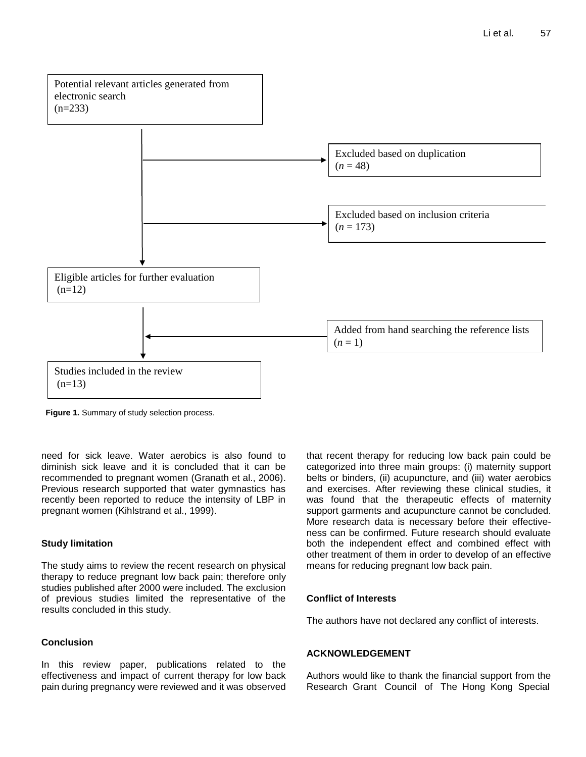Potential relevant articles generated from electronic search
(n=233)

Excluded based on duplication
($n$ = 48)

Excluded based on inclusion criteria
($n$ = 173)

Eligible articles for further evaluation
(n=12)

Added from hand searching the reference lists
($n$ = 1)

Studies included in the review
(n=13)

**Figure 1.** Summary of study selection process.

need for sick leave. Water aerobics is also found to diminish sick leave and it is concluded that it can be recommended to pregnant women (Granath et al., 2006). Previous research supported that water gymnastics has recently been reported to reduce the intensity of LBP in pregnant women (Kihlstrand et al., 1999).

### Study limitation

The study aims to review the recent research on physical therapy to reduce pregnant low back pain; therefore only studies published after 2000 were included. The exclusion of previous studies limited the representative of the results concluded in this study.

### Conclusion

In this review paper, publications related to the effectiveness and impact of current therapy for low back pain during pregnancy were reviewed and it was observed that recent therapy for reducing low back pain could be categorized into three main groups: (i) maternity support belts or binders, (ii) acupuncture, and (iii) water aerobics and exercises. After reviewing these clinical studies, it was found that the therapeutic effects of maternity support garments and acupuncture cannot be concluded. More research data is necessary before their effectiveness can be confirmed. Future research should evaluate both the independent effect and combined effect with other treatment of them in order to develop of an effective means for reducing pregnant low back pain.

### Conflict of Interests

The authors have not declared any conflict of interests.

### ACKNOWLEDGEMENT

Authors would like to thank the financial support from the Research Grant Council of The Hong Kong Special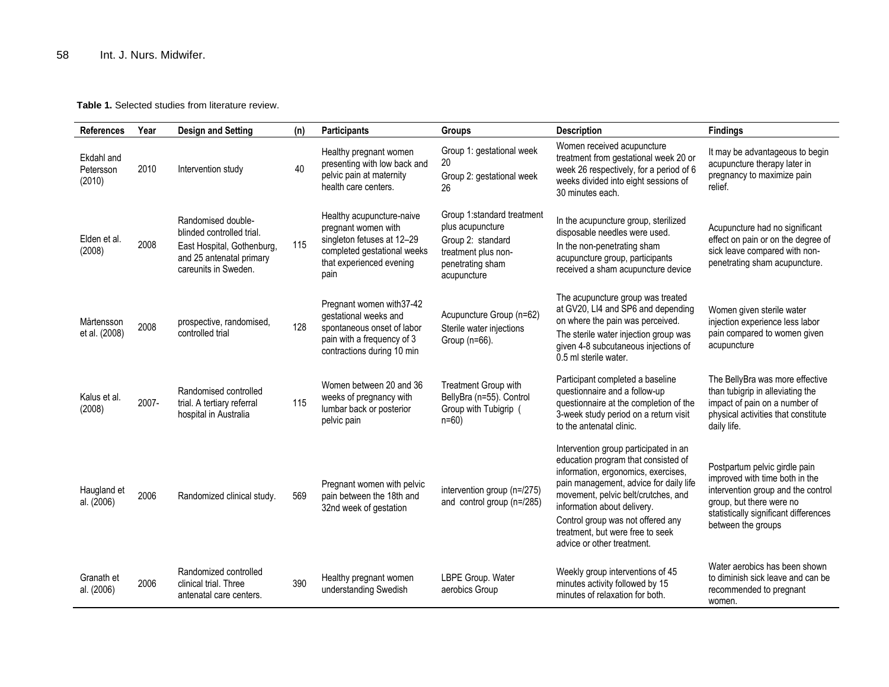**Table 1.** Selected studies from literature review.

| References | Year | Design and Setting | (n) | Participants | Groups | Description | Findings |
|---|---|---|---|---|---|---|---|
| Ekdahl and Petersson (2010) | 2010 | Intervention study | 40 | Healthy pregnant women presenting with low back and pelvic pain at maternity health care centers. | Group 1: gestational week 20<br>Group 2: gestational week 26 | Women received acupuncture treatment from gestational week 20 or week 26 respectively, for a period of 6 weeks divided into eight sessions of 30 minutes each. | It may be advantageous to begin acupuncture therapy later in pregnancy to maximize pain relief. |
| Elden et al. (2008) | 2008 | Randomised double-blinded controlled trial.<br>East Hospital, Gothenburg, and 25 antenatal primary careunits in Sweden. | 115 | Healthy acupuncture-naive pregnant women with singleton fetuses at 12–29 completed gestational weeks that experienced evening pain | Group 1:standard treatment plus acupuncture<br>Group 2: standard treatment plus non-penetrating sham acupuncture | In the acupuncture group, sterilized disposable needles were used.<br>In the non-penetrating sham acupuncture group, participants received a sham acupuncture device | Acupuncture had no significant effect on pain or on the degree of sick leave compared with non-penetrating sham acupuncture. |
| Mårtensson et al. (2008) | 2008 | prospective, randomised, controlled trial | 128 | Pregnant women with37-42 gestational weeks and spontaneous onset of labor pain with a frequency of 3 contractions during 10 min | Acupuncture Group (n=62)<br>Sterile water injections Group (n=66). | The acupuncture group was treated at GV20, LI4 and SP6 and depending on where the pain was perceived.<br>The sterile water injection group was given 4-8 subcutaneous injections of 0.5 ml sterile water. | Women given sterile water injection experience less labor pain compared to women given acupuncture |
| Kalus et al. (2008) | 2007- | Randomised controlled trial. A tertiary referral hospital in Australia | 115 | Women between 20 and 36 weeks of pregnancy with lumbar back or posterior pelvic pain | Treatment Group with BellyBra (n=55). Control Group with Tubigrip ( n=60) | Participant completed a baseline questionnaire and a follow-up questionnaire at the completion of the 3-week study period on a return visit to the antenatal clinic. | The BellyBra was more effective than tubigrip in alleviating the impact of pain on a number of physical activities that constitute daily life. |
| Haugland et al. (2006) | 2006 | Randomized clinical study. | 569 | Pregnant women with pelvic pain between the 18th and 32nd week of gestation | intervention group (n=/275) and control group (n=/285) | Intervention group participated in an education program that consisted of information, ergonomics, exercises, pain management, advice for daily life movement, pelvic belt/crutches, and information about delivery.<br>Control group was not offered any treatment, but were free to seek advice or other treatment. | Postpartum pelvic girdle pain improved with time both in the intervention group and the control group, but there were no statistically significant differences between the groups |
| Granath et al. (2006) | 2006 | Randomized controlled clinical trial. Three antenatal care centers. | 390 | Healthy pregnant women understanding Swedish | LBPE Group. Water aerobics Group | Weekly group interventions of 45 minutes activity followed by 15 minutes of relaxation for both. | Water aerobics has been shown to diminish sick leave and can be recommended to pregnant women. |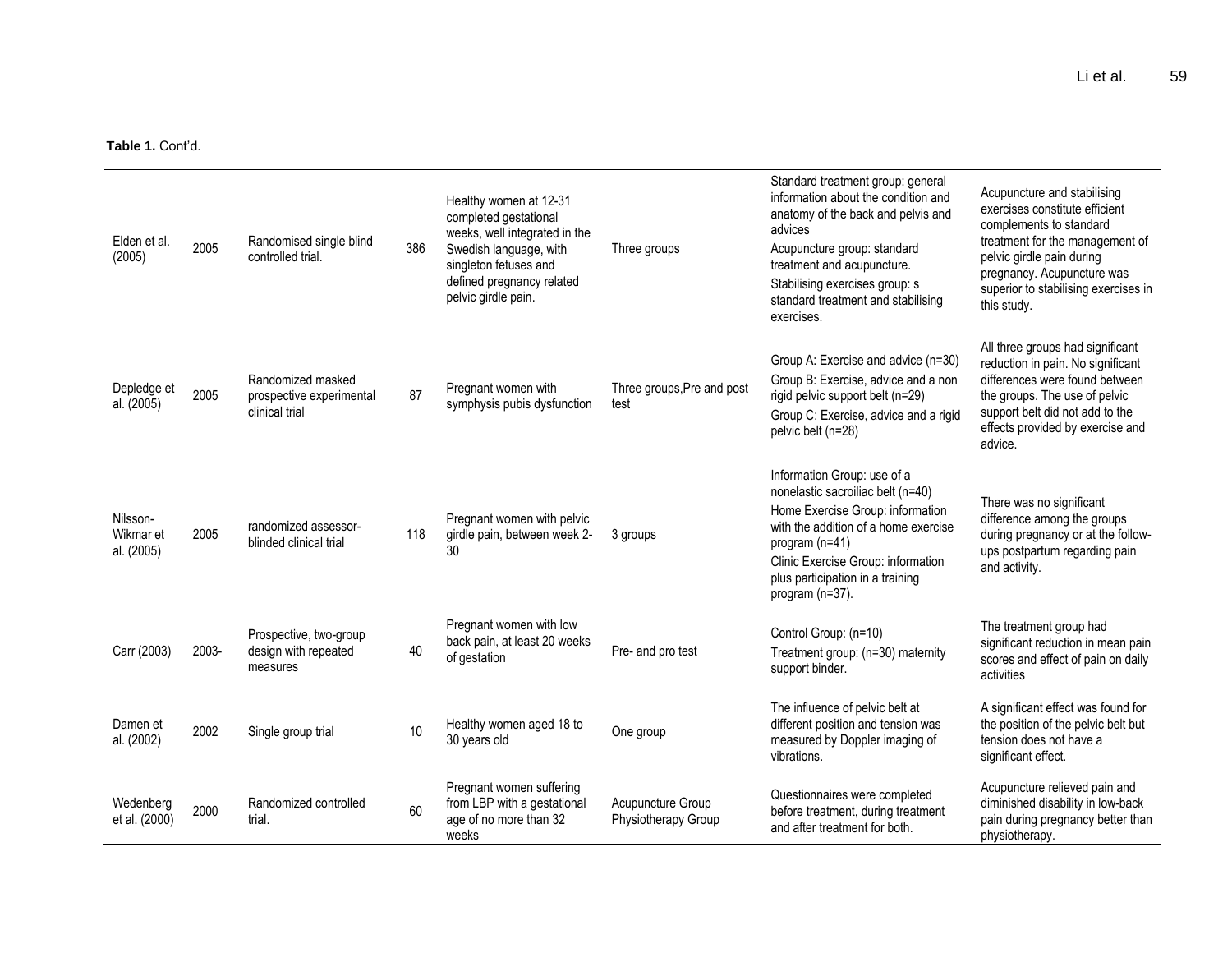**Table 1.** Cont'd.

| | | | | | | | |
|---|---|---|---|---|---|---|---|
| Elden et al. (2005) | 2005 | Randomised single blind controlled trial. | 386 | Healthy women at 12-31 completed gestational weeks, well integrated in the Swedish language, with singleton fetuses and defined pregnancy related pelvic girdle pain. | Three groups | Standard treatment group: general information about the condition and anatomy of the back and pelvis and advices<br>Acupuncture group: standard treatment and acupuncture.<br>Stabilising exercises group: s standard treatment and stabilising exercises. | Acupuncture and stabilising exercises constitute efficient complements to standard treatment for the management of pelvic girdle pain during pregnancy. Acupuncture was superior to stabilising exercises in this study. |
| Depledge et al. (2005) | 2005 | Randomized masked prospective experimental clinical trial | 87 | Pregnant women with symphysis pubis dysfunction | Three groups,Pre and post test | Group A: Exercise and advice (n=30)<br>Group B: Exercise, advice and a non rigid pelvic support belt (n=29)<br>Group C: Exercise, advice and a rigid pelvic belt (n=28) | All three groups had significant reduction in pain. No significant differences were found between the groups. The use of pelvic support belt did not add to the effects provided by exercise and advice. |
| Nilsson-Wikmar et al. (2005) | 2005 | randomized assessor-blinded clinical trial | 118 | Pregnant women with pelvic girdle pain, between week 2-30 | 3 groups | Information Group: use of a nonelastic sacroiliac belt (n=40)<br>Home Exercise Group: information with the addition of a home exercise program (n=41)<br>Clinic Exercise Group: information plus participation in a training program (n=37). | There was no significant difference among the groups during pregnancy or at the follow-ups postpartum regarding pain and activity. |
| Carr (2003) | 2003- | Prospective, two-group design with repeated measures | 40 | Pregnant women with low back pain, at least 20 weeks of gestation | Pre- and pro test | Control Group: (n=10)<br>Treatment group: (n=30) maternity support binder. | The treatment group had significant reduction in mean pain scores and effect of pain on daily activities |
| Damen et al. (2002) | 2002 | Single group trial | 10 | Healthy women aged 18 to 30 years old | One group | The influence of pelvic belt at different position and tension was measured by Doppler imaging of vibrations. | A significant effect was found for the position of the pelvic belt but tension does not have a significant effect. |
| Wedenberg et al. (2000) | 2000 | Randomized controlled trial. | 60 | Pregnant women suffering from LBP with a gestational age of no more than 32 weeks | Acupuncture Group<br>Physiotherapy Group | Questionnaires were completed before treatment, during treatment and after treatment for both. | Acupuncture relieved pain and diminished disability in low-back pain during pregnancy better than physiotherapy. |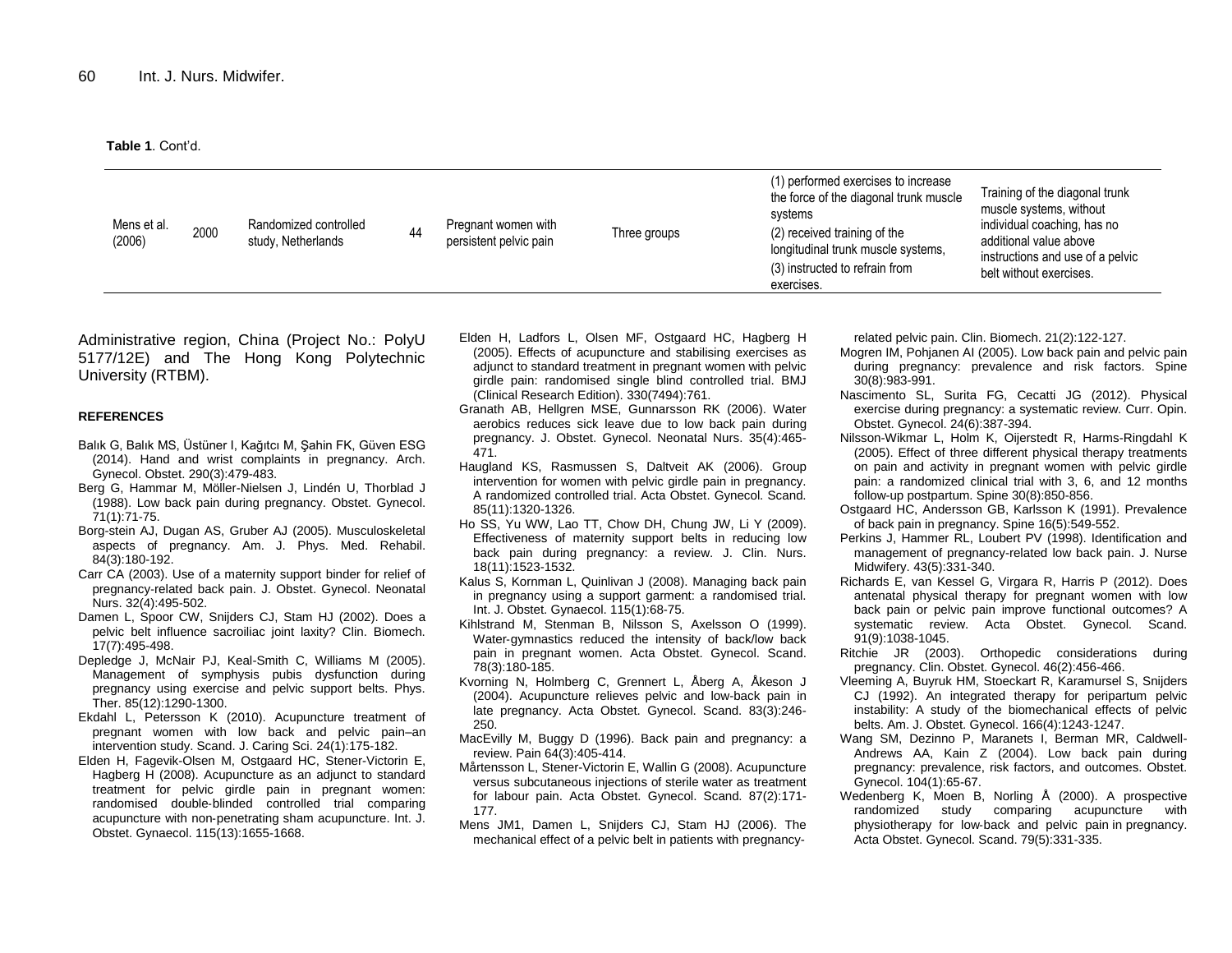**Table 1**. Cont'd.

| | | | | | | | |
|---|---|---|---|---|---|---|---|
| Mens et al. (2006) | 2000 | Randomized controlled study, Netherlands | 44 | Pregnant women with persistent pelvic pain | Three groups | (1) performed exercises to increase the force of the diagonal trunk muscle systems (2) received training of the longitudinal trunk muscle systems, (3) instructed to refrain from exercises. | Training of the diagonal trunk muscle systems, without individual coaching, has no additional value above instructions and use of a pelvic belt without exercises. |

Administrative region, China (Project No.: PolyU 5177/12E) and The Hong Kong Polytechnic University (RTBM).

**REFERENCES**

Balık G, Balık MS, Üstüner I, Kağıtcı M, Şahin FK, Güven ESG (2014). Hand and wrist complaints in pregnancy. Arch. Gynecol. Obstet. 290(3):479-483.

Berg G, Hammar M, Möller-Nielsen J, Lindén U, Thorblad J (1988). Low back pain during pregnancy. Obstet. Gynecol. 71(1):71-75.

Borg-stein AJ, Dugan AS, Gruber AJ (2005). Musculoskeletal aspects of pregnancy. Am. J. Phys. Med. Rehabil. 84(3):180-192.

Carr CA (2003). Use of a maternity support binder for relief of pregnancy-related back pain. J. Obstet. Gynecol. Neonatal Nurs. 32(4):495-502.

Damen L, Spoor CW, Snijders CJ, Stam HJ (2002). Does a pelvic belt influence sacroiliac joint laxity? Clin. Biomech. 17(7):495-498.

Depledge J, McNair PJ, Keal-Smith C, Williams M (2005). Management of symphysis pubis dysfunction during pregnancy using exercise and pelvic support belts. Phys. Ther. 85(12):1290-1300.

Ekdahl L, Petersson K (2010). Acupuncture treatment of pregnant women with low back and pelvic pain–an intervention study. Scand. J. Caring Sci. 24(1):175-182.

Elden H, Fagevik-Olsen M, Ostgaard HC, Stener-Victorin E, Hagberg H (2008). Acupuncture as an adjunct to standard treatment for pelvic girdle pain in pregnant women: randomised double-blinded controlled trial comparing acupuncture with non-penetrating sham acupuncture. Int. J. Obstet. Gynaecol. 115(13):1655-1668.

Elden H, Ladfors L, Olsen MF, Ostgaard HC, Hagberg H (2005). Effects of acupuncture and stabilising exercises as adjunct to standard treatment in pregnant women with pelvic girdle pain: randomised single blind controlled trial. BMJ (Clinical Research Edition). 330(7494):761.

Granath AB, Hellgren MSE, Gunnarsson RK (2006). Water aerobics reduces sick leave due to low back pain during pregnancy. J. Obstet. Gynecol. Neonatal Nurs. 35(4):465-471.

Haugland KS, Rasmussen S, Daltveit AK (2006). Group intervention for women with pelvic girdle pain in pregnancy. A randomized controlled trial. Acta Obstet. Gynecol. Scand. 85(11):1320-1326.

Ho SS, Yu WW, Lao TT, Chow DH, Chung JW, Li Y (2009). Effectiveness of maternity support belts in reducing low back pain during pregnancy: a review. J. Clin. Nurs. 18(11):1523-1532.

Kalus S, Kornman L, Quinlivan J (2008). Managing back pain in pregnancy using a support garment: a randomised trial. Int. J. Obstet. Gynaecol. 115(1):68-75.

Kihlstrand M, Stenman B, Nilsson S, Axelsson O (1999). Water-gymnastics reduced the intensity of back/low back pain in pregnant women. Acta Obstet. Gynecol. Scand. 78(3):180-185.

Kvorning N, Holmberg C, Grennert L, Åberg A, Åkeson J (2004). Acupuncture relieves pelvic and low-back pain in late pregnancy. Acta Obstet. Gynecol. Scand. 83(3):246-250.

MacEvilly M, Buggy D (1996). Back pain and pregnancy: a review. Pain 64(3):405-414.

Mårtensson L, Stener-Victorin E, Wallin G (2008). Acupuncture versus subcutaneous injections of sterile water as treatment for labour pain. Acta Obstet. Gynecol. Scand. 87(2):171-177.

Mens JM1, Damen L, Snijders CJ, Stam HJ (2006). The mechanical effect of a pelvic belt in patients with pregnancy-related pelvic pain. Clin. Biomech. 21(2):122-127.

Mogren IM, Pohjanen AI (2005). Low back pain and pelvic pain during pregnancy: prevalence and risk factors. Spine 30(8):983-991.

Nascimento SL, Surita FG, Cecatti JG (2012). Physical exercise during pregnancy: a systematic review. Curr. Opin. Obstet. Gynecol. 24(6):387-394.

Nilsson-Wikmar L, Holm K, Oijerstedt R, Harms-Ringdahl K (2005). Effect of three different physical therapy treatments on pain and activity in pregnant women with pelvic girdle pain: a randomized clinical trial with 3, 6, and 12 months follow-up postpartum. Spine 30(8):850-856.

Ostgaard HC, Andersson GB, Karlsson K (1991). Prevalence of back pain in pregnancy. Spine 16(5):549-552.

Perkins J, Hammer RL, Loubert PV (1998). Identification and management of pregnancy-related low back pain. J. Nurse Midwifery. 43(5):331-340.

Richards E, van Kessel G, Virgara R, Harris P (2012). Does antenatal physical therapy for pregnant women with low back pain or pelvic pain improve functional outcomes? A systematic review. Acta Obstet. Gynecol. Scand. 91(9):1038-1045.

Ritchie JR (2003). Orthopedic considerations during pregnancy. Clin. Obstet. Gynecol. 46(2):456-466.

Vleeming A, Buyruk HM, Stoeckart R, Karamursel S, Snijders CJ (1992). An integrated therapy for peripartum pelvic instability: A study of the biomechanical effects of pelvic belts. Am. J. Obstet. Gynecol. 166(4):1243-1247.

Wang SM, Dezinno P, Maranets I, Berman MR, Caldwell-Andrews AA, Kain Z (2004). Low back pain during pregnancy: prevalence, risk factors, and outcomes. Obstet. Gynecol. 104(1):65-67.

Wedenberg K, Moen B, Norling Å (2000). A prospective randomized study comparing acupuncture with physiotherapy for low-back and pelvic pain in pregnancy. Acta Obstet. Gynecol. Scand. 79(5):331-335.